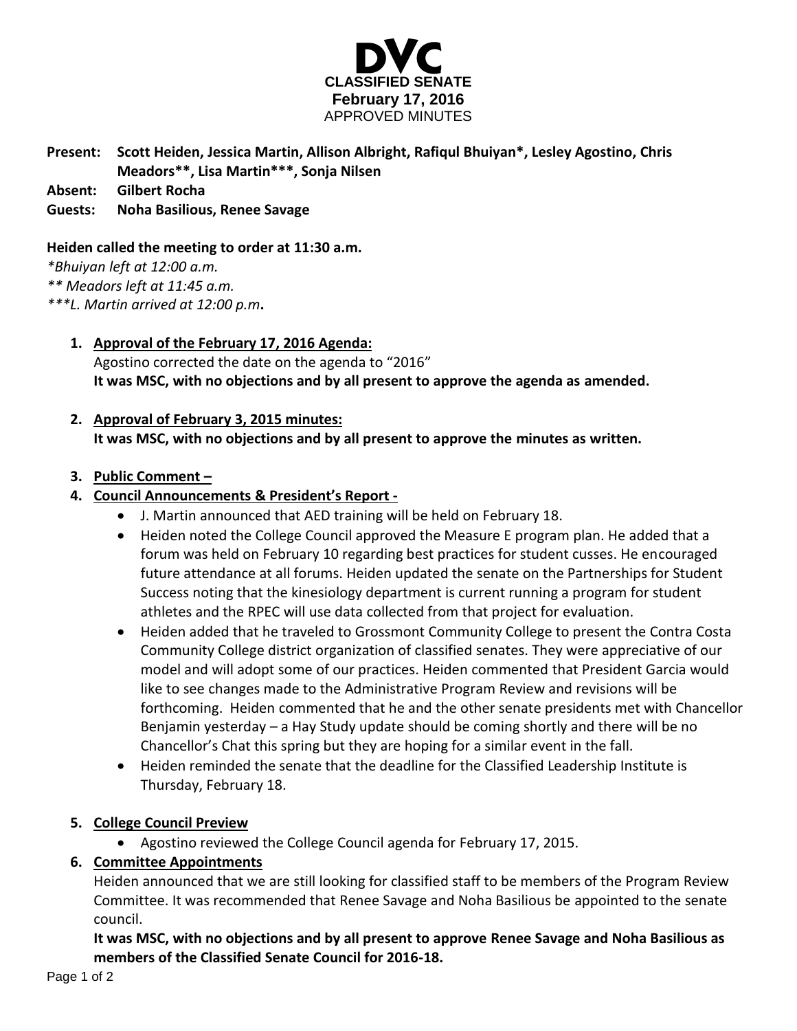# DVC

## CLASSIFIED SENATE

**February 17, 2016**

APPROVED MINUTES

**Present: Scott Heiden, Jessica Martin, Allison Albright, Rafiqul Bhuiyan*, Lesley Agostino, Chris Meadors**, Lisa Martin***, Sonja Nilsen**

**Absent: Gilbert Rocha**

**Guests: Noha Basilious, Renee Savage**

**Heiden called the meeting to order at 11:30 a.m.**

*\*Bhuiyan left at 12:00 a.m.*

*\*\* Meadors left at 11:45 a.m.*

*\*\*\*L. Martin arrived at 12:00 p.m.*

1. **Approval of the February 17, 2016 Agenda:**
   Agostino corrected the date on the agenda to "2016"
   **It was MSC, with no objections and by all present to approve the agenda as amended.**

2. **Approval of February 3, 2015 minutes:**
   **It was MSC, with no objections and by all present to approve the minutes as written.**

3. **Public Comment –**

4. **Council Announcements & President's Report -**
   - J. Martin announced that AED training will be held on February 18.
   - Heiden noted the College Council approved the Measure E program plan. He added that a forum was held on February 10 regarding best practices for student cusses. He encouraged future attendance at all forums. Heiden updated the senate on the Partnerships for Student Success noting that the kinesiology department is current running a program for student athletes and the RPEC will use data collected from that project for evaluation.
   - Heiden added that he traveled to Grossmont Community College to present the Contra Costa Community College district organization of classified senates. They were appreciative of our model and will adopt some of our practices. Heiden commented that President Garcia would like to see changes made to the Administrative Program Review and revisions will be forthcoming. Heiden commented that he and the other senate presidents met with Chancellor Benjamin yesterday – a Hay Study update should be coming shortly and there will be no Chancellor's Chat this spring but they are hoping for a similar event in the fall.
   - Heiden reminded the senate that the deadline for the Classified Leadership Institute is Thursday, February 18.

5. **College Council Preview**
   - Agostino reviewed the College Council agenda for February 17, 2015.

6. **Committee Appointments**
   Heiden announced that we are still looking for classified staff to be members of the Program Review Committee. It was recommended that Renee Savage and Noha Basilious be appointed to the senate council.
   **It was MSC, with no objections and by all present to approve Renee Savage and Noha Basilious as members of the Classified Senate Council for 2016-18.**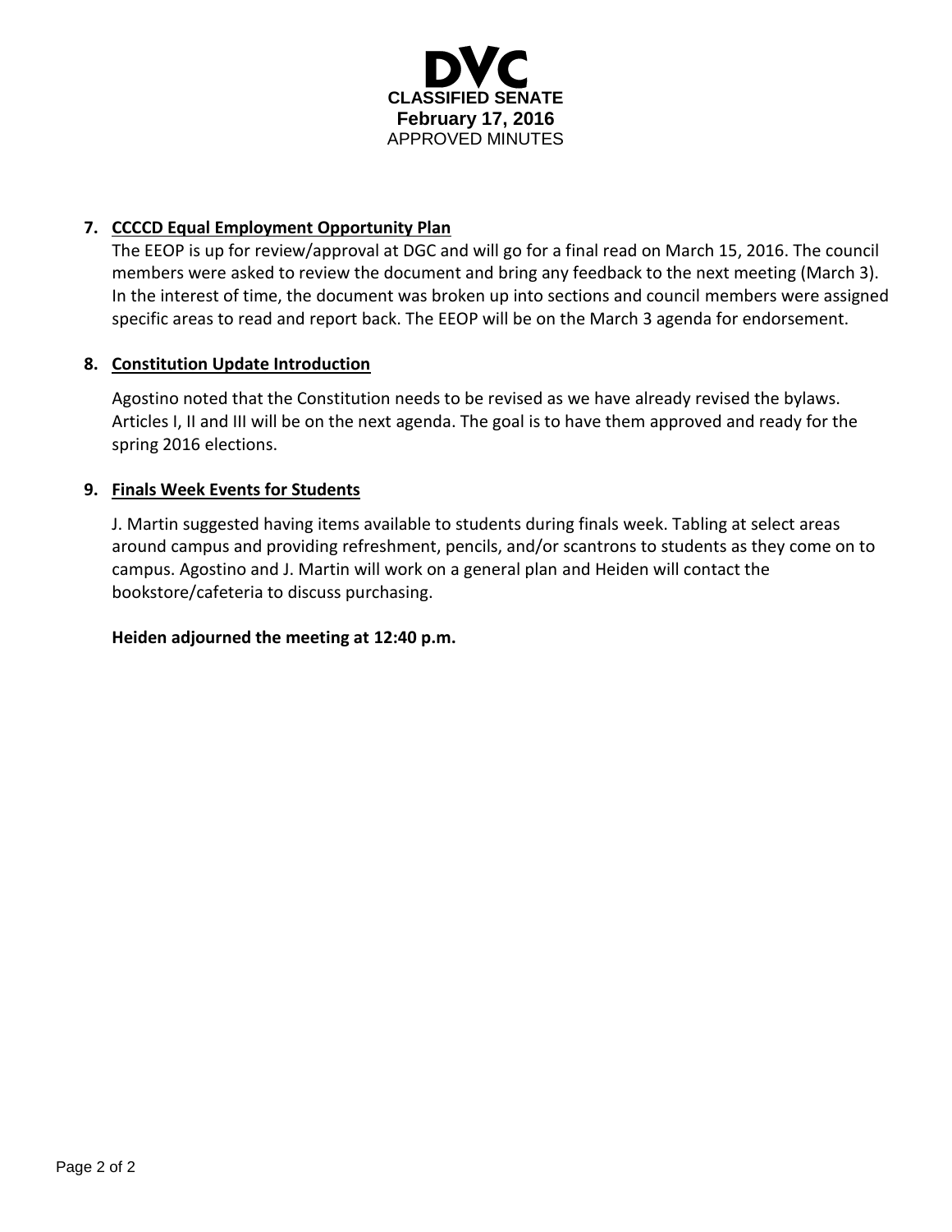**7. CCCCD Equal Employment Opportunity Plan**

The EEOP is up for review/approval at DGC and will go for a final read on March 15, 2016. The council members were asked to review the document and bring any feedback to the next meeting (March 3). In the interest of time, the document was broken up into sections and council members were assigned specific areas to read and report back. The EEOP will be on the March 3 agenda for endorsement.

**8. Constitution Update Introduction**

Agostino noted that the Constitution needs to be revised as we have already revised the bylaws. Articles I, II and III will be on the next agenda. The goal is to have them approved and ready for the spring 2016 elections.

**9. Finals Week Events for Students**

J. Martin suggested having items available to students during finals week. Tabling at select areas around campus and providing refreshment, pencils, and/or scantrons to students as they come on to campus. Agostino and J. Martin will work on a general plan and Heiden will contact the bookstore/cafeteria to discuss purchasing.

**Heiden adjourned the meeting at 12:40 p.m.**